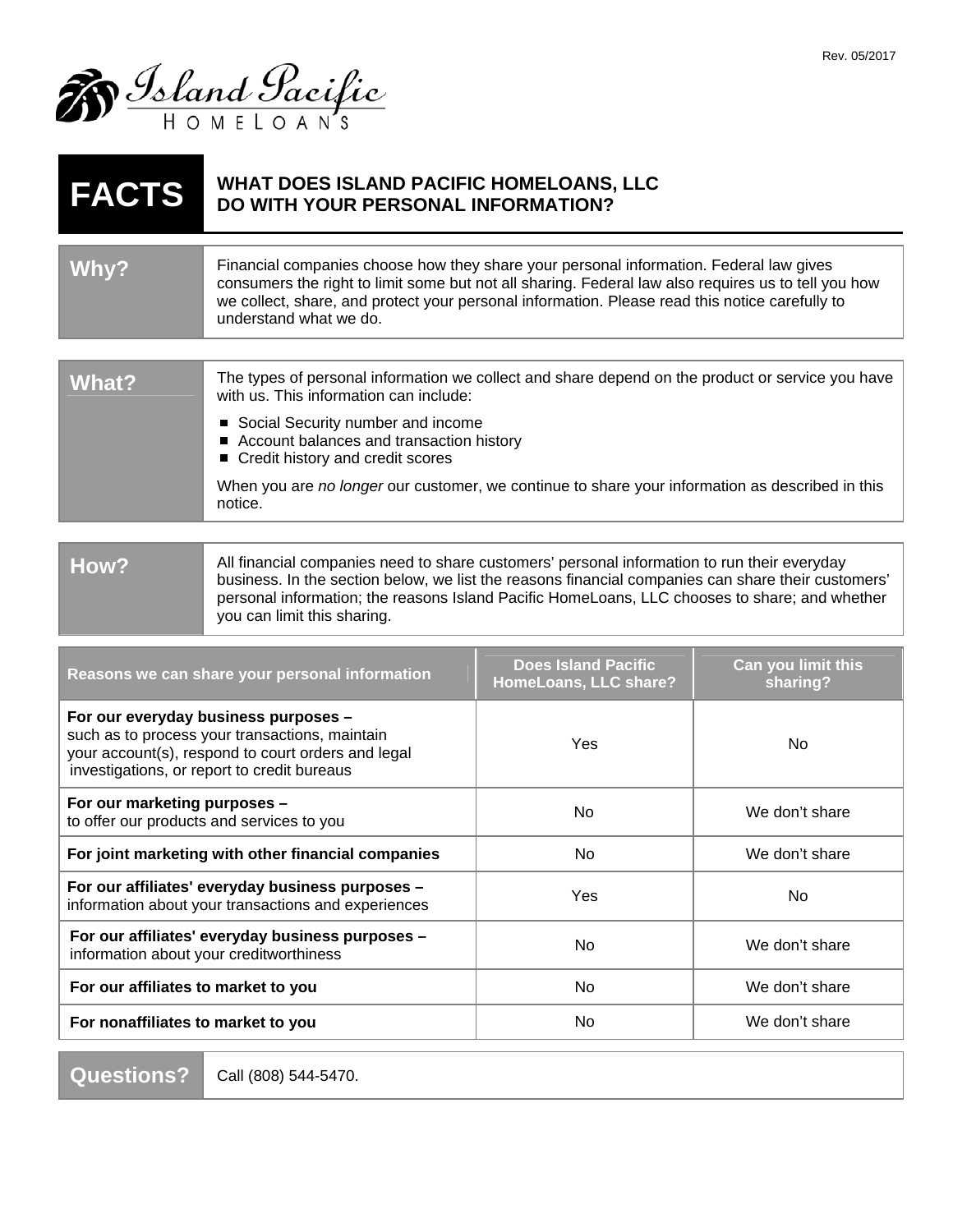Rev. 05/2017

Island Pacific HOMELOANS

# FACTS — WHAT DOES ISLAND PACIFIC HOMELOANS, LLC DO WITH YOUR PERSONAL INFORMATION?

## Why?

Financial companies choose how they share your personal information. Federal law gives consumers the right to limit some but not all sharing. Federal law also requires us to tell you how we collect, share, and protect your personal information. Please read this notice carefully to understand what we do.

## What?

The types of personal information we collect and share depend on the product or service you have with us. This information can include:

- Social Security number and income
- Account balances and transaction history
- Credit history and credit scores

When you are *no longer* our customer, we continue to share your information as described in this notice.

## How?

All financial companies need to share customers' personal information to run their everyday business. In the section below, we list the reasons financial companies can share their customers' personal information; the reasons Island Pacific HomeLoans, LLC chooses to share; and whether you can limit this sharing.

| Reasons we can share your personal information | Does Island Pacific HomeLoans, LLC share? | Can you limit this sharing? |
|---|---|---|
| **For our everyday business purposes –** such as to process your transactions, maintain your account(s), respond to court orders and legal investigations, or report to credit bureaus | Yes | No |
| **For our marketing purposes –** to offer our products and services to you | No | We don't share |
| **For joint marketing with other financial companies** | No | We don't share |
| **For our affiliates' everyday business purposes –** information about your transactions and experiences | Yes | No |
| **For our affiliates' everyday business purposes –** information about your creditworthiness | No | We don't share |
| **For our affiliates to market to you** | No | We don't share |
| **For nonaffiliates to market to you** | No | We don't share |

## Questions?

Call (808) 544-5470.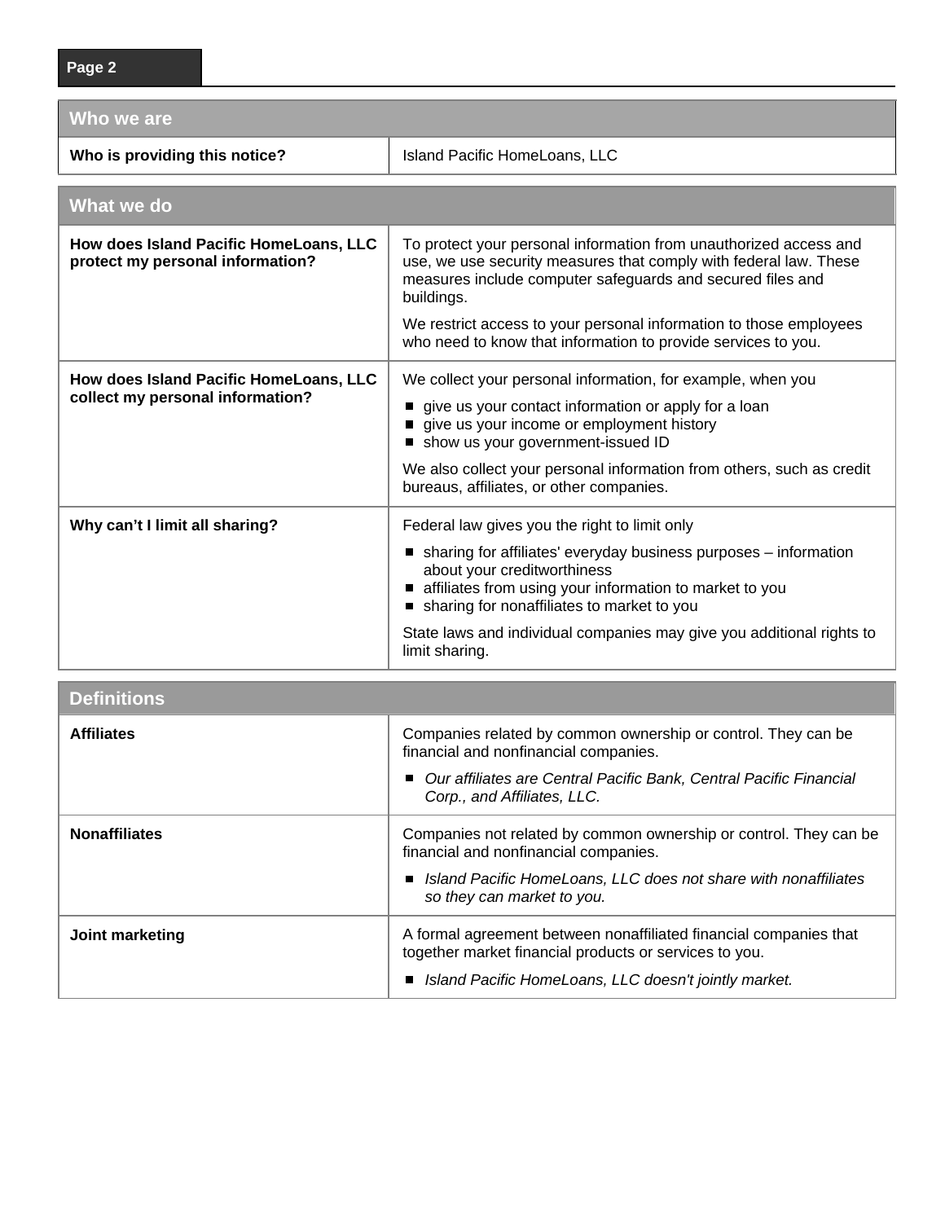| Who we are | |
|---|---|
| **Who is providing this notice?** | Island Pacific HomeLoans, LLC |

| What we do | |
|---|---|
| **How does Island Pacific HomeLoans, LLC protect my personal information?** | To protect your personal information from unauthorized access and use, we use security measures that comply with federal law. These measures include computer safeguards and secured files and buildings.<br><br>We restrict access to your personal information to those employees who need to know that information to provide services to you. |
| **How does Island Pacific HomeLoans, LLC collect my personal information?** | We collect your personal information, for example, when you<br>■ give us your contact information or apply for a loan<br>■ give us your income or employment history<br>■ show us your government-issued ID<br><br>We also collect your personal information from others, such as credit bureaus, affiliates, or other companies. |
| **Why can't I limit all sharing?** | Federal law gives you the right to limit only<br>■ sharing for affiliates' everyday business purposes – information about your creditworthiness<br>■ affiliates from using your information to market to you<br>■ sharing for nonaffiliates to market to you<br><br>State laws and individual companies may give you additional rights to limit sharing. |

| Definitions | |
|---|---|
| **Affiliates** | Companies related by common ownership or control. They can be financial and nonfinancial companies.<br>■ *Our affiliates are Central Pacific Bank, Central Pacific Financial Corp., and Affiliates, LLC.* |
| **Nonaffiliates** | Companies not related by common ownership or control. They can be financial and nonfinancial companies.<br>■ *Island Pacific HomeLoans, LLC does not share with nonaffiliates so they can market to you.* |
| **Joint marketing** | A formal agreement between nonaffiliated financial companies that together market financial products or services to you.<br>■ *Island Pacific HomeLoans, LLC doesn't jointly market.* |